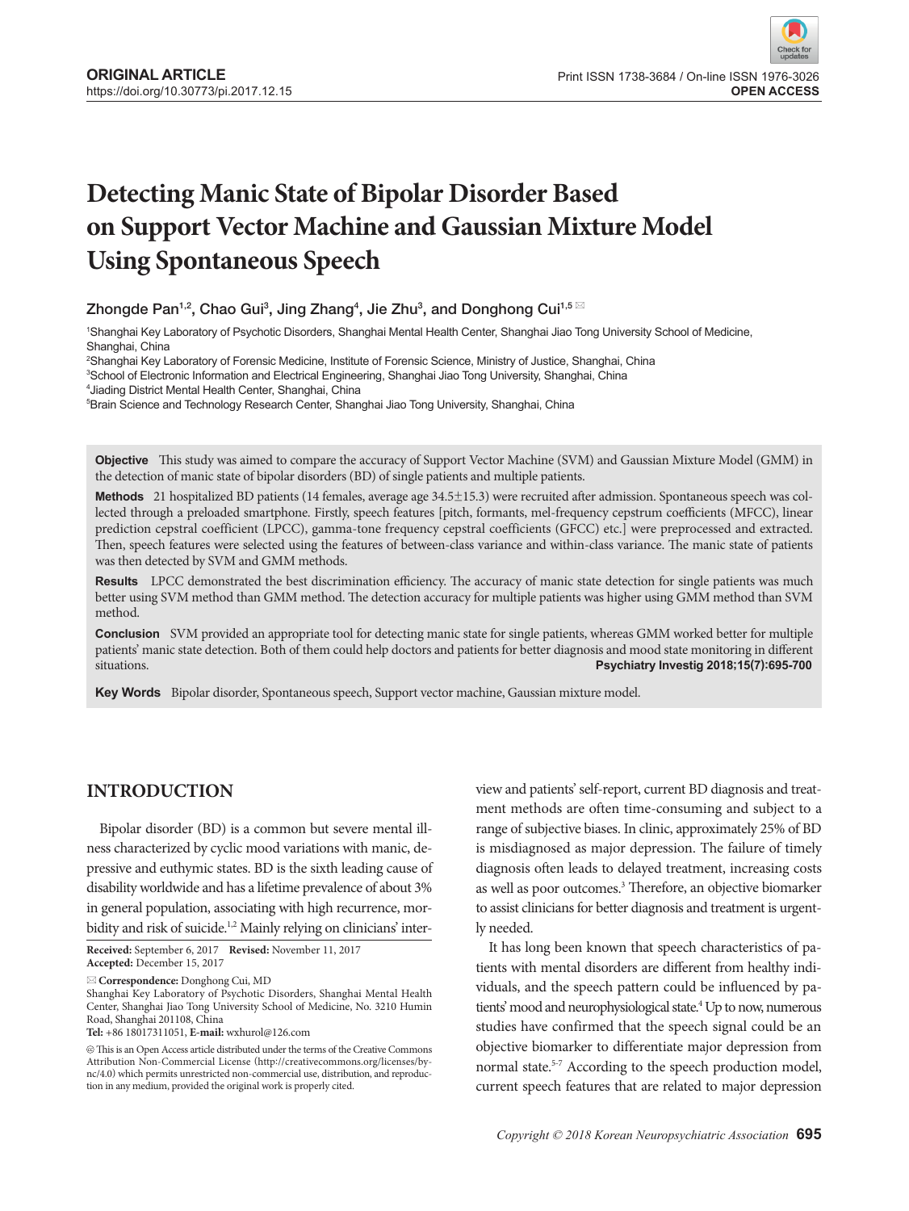**ORIGINAL ARTICLE**
https://doi.org/10.30773/pi.2017.12.15

Print ISSN 1738-3684 / On-line ISSN 1976-3026
**OPEN ACCESS**

# Detecting Manic State of Bipolar Disorder Based on Support Vector Machine and Gaussian Mixture Model Using Spontaneous Speech

**Zhongde Pan[1,2], Chao Gui[3], Jing Zhang[4], Jie Zhu[3], and Donghong Cui[1,5]**

[1]Shanghai Key Laboratory of Psychotic Disorders, Shanghai Mental Health Center, Shanghai Jiao Tong University School of Medicine, Shanghai, China
[2]Shanghai Key Laboratory of Forensic Medicine, Institute of Forensic Science, Ministry of Justice, Shanghai, China
[3]School of Electronic Information and Electrical Engineering, Shanghai Jiao Tong University, Shanghai, China
[4]Jiading District Mental Health Center, Shanghai, China
[5]Brain Science and Technology Research Center, Shanghai Jiao Tong University, Shanghai, China

**Objective** This study was aimed to compare the accuracy of Support Vector Machine (SVM) and Gaussian Mixture Model (GMM) in the detection of manic state of bipolar disorders (BD) of single patients and multiple patients.

**Methods** 21 hospitalized BD patients (14 females, average age 34.5±15.3) were recruited after admission. Spontaneous speech was collected through a preloaded smartphone. Firstly, speech features [pitch, formants, mel-frequency cepstrum coefficients (MFCC), linear prediction cepstral coefficient (LPCC), gamma-tone frequency cepstral coefficients (GFCC) etc.] were preprocessed and extracted. Then, speech features were selected using the features of between-class variance and within-class variance. The manic state of patients was then detected by SVM and GMM methods.

**Results** LPCC demonstrated the best discrimination efficiency. The accuracy of manic state detection for single patients was much better using SVM method than GMM method. The detection accuracy for multiple patients was higher using GMM method than SVM method.

**Conclusion** SVM provided an appropriate tool for detecting manic state for single patients, whereas GMM worked better for multiple patients' manic state detection. Both of them could help doctors and patients for better diagnosis and mood state monitoring in different situations.

**Psychiatry Investig 2018;15(7):695-700**

**Key Words** Bipolar disorder, Spontaneous speech, Support vector machine, Gaussian mixture model.

## INTRODUCTION

Bipolar disorder (BD) is a common but severe mental illness characterized by cyclic mood variations with manic, depressive and euthymic states. BD is the sixth leading cause of disability worldwide and has a lifetime prevalence of about 3% in general population, associating with high recurrence, morbidity and risk of suicide.[1,2] Mainly relying on clinicians' interview and patients' self-report, current BD diagnosis and treatment methods are often time-consuming and subject to a range of subjective biases. In clinic, approximately 25% of BD is misdiagnosed as major depression. The failure of timely diagnosis often leads to delayed treatment, increasing costs as well as poor outcomes.[3] Therefore, an objective biomarker to assist clinicians for better diagnosis and treatment is urgently needed.

It has long been known that speech characteristics of patients with mental disorders are different from healthy individuals, and the speech pattern could be influenced by patients' mood and neurophysiological state.[4] Up to now, numerous studies have confirmed that the speech signal could be an objective biomarker to differentiate major depression from normal state.[5-7] According to the speech production model, current speech features that are related to major depression

**Received:** September 6, 2017 **Revised:** November 11, 2017
**Accepted:** December 15, 2017

**Correspondence:** Donghong Cui, MD
Shanghai Key Laboratory of Psychotic Disorders, Shanghai Mental Health Center, Shanghai Jiao Tong University School of Medicine, No. 3210 Humin Road, Shanghai 201108, China
**Tel:** +86 18017311051, **E-mail:** wxhurol@126.com

This is an Open Access article distributed under the terms of the Creative Commons Attribution Non-Commercial License (http://creativecommons.org/licenses/by-nc/4.0) which permits unrestricted non-commercial use, distribution, and reproduction in any medium, provided the original work is properly cited.

*Copyright © 2018 Korean Neuropsychiatric Association*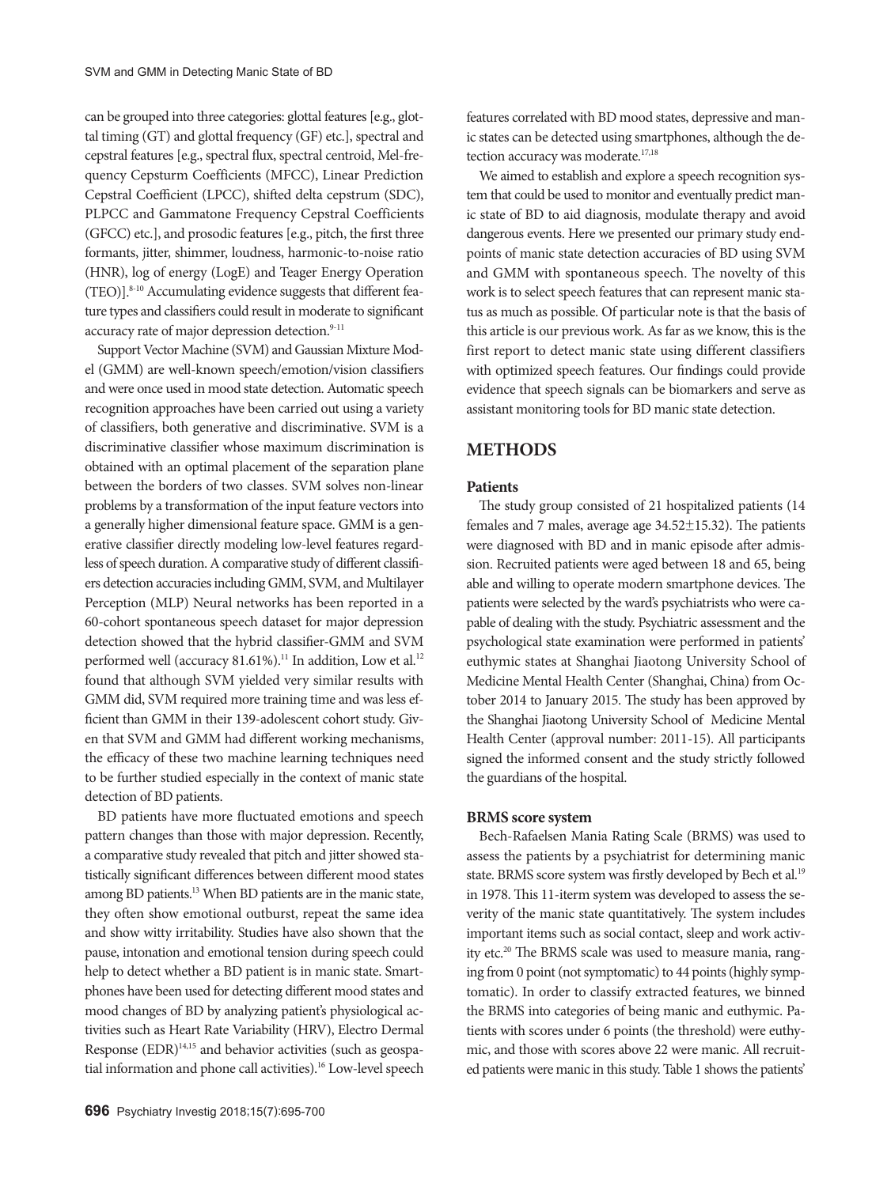can be grouped into three categories: glottal features [e.g., glottal timing (GT) and glottal frequency (GF) etc.], spectral and cepstral features [e.g., spectral flux, spectral centroid, Mel-frequency Cepsturm Coefficients (MFCC), Linear Prediction Cepstral Coefficient (LPCC), shifted delta cepstrum (SDC), PLPCC and Gammatone Frequency Cepstral Coefficients (GFCC) etc.], and prosodic features [e.g., pitch, the first three formants, jitter, shimmer, loudness, harmonic-to-noise ratio (HNR), log of energy (LogE) and Teager Energy Operation (TEO)].[8-10] Accumulating evidence suggests that different feature types and classifiers could result in moderate to significant accuracy rate of major depression detection.[9-11]

Support Vector Machine (SVM) and Gaussian Mixture Model (GMM) are well-known speech/emotion/vision classifiers and were once used in mood state detection. Automatic speech recognition approaches have been carried out using a variety of classifiers, both generative and discriminative. SVM is a discriminative classifier whose maximum discrimination is obtained with an optimal placement of the separation plane between the borders of two classes. SVM solves non-linear problems by a transformation of the input feature vectors into a generally higher dimensional feature space. GMM is a generative classifier directly modeling low-level features regardless of speech duration. A comparative study of different classifiers detection accuracies including GMM, SVM, and Multilayer Perception (MLP) Neural networks has been reported in a 60-cohort spontaneous speech dataset for major depression detection showed that the hybrid classifier-GMM and SVM performed well (accuracy 81.61%).[11] In addition, Low et al.[12] found that although SVM yielded very similar results with GMM did, SVM required more training time and was less efficient than GMM in their 139-adolescent cohort study. Given that SVM and GMM had different working mechanisms, the efficacy of these two machine learning techniques need to be further studied especially in the context of manic state detection of BD patients.

BD patients have more fluctuated emotions and speech pattern changes than those with major depression. Recently, a comparative study revealed that pitch and jitter showed statistically significant differences between different mood states among BD patients.[13] When BD patients are in the manic state, they often show emotional outburst, repeat the same idea and show witty irritability. Studies have also shown that the pause, intonation and emotional tension during speech could help to detect whether a BD patient is in manic state. Smartphones have been used for detecting different mood states and mood changes of BD by analyzing patient's physiological activities such as Heart Rate Variability (HRV), Electro Dermal Response (EDR)[14,15] and behavior activities (such as geospatial information and phone call activities).[16] Low-level speech features correlated with BD mood states, depressive and manic states can be detected using smartphones, although the detection accuracy was moderate.[17,18]

We aimed to establish and explore a speech recognition system that could be used to monitor and eventually predict manic state of BD to aid diagnosis, modulate therapy and avoid dangerous events. Here we presented our primary study endpoints of manic state detection accuracies of BD using SVM and GMM with spontaneous speech. The novelty of this work is to select speech features that can represent manic status as much as possible. Of particular note is that the basis of this article is our previous work. As far as we know, this is the first report to detect manic state using different classifiers with optimized speech features. Our findings could provide evidence that speech signals can be biomarkers and serve as assistant monitoring tools for BD manic state detection.

## METHODS

### Patients

The study group consisted of 21 hospitalized patients (14 females and 7 males, average age 34.52±15.32). The patients were diagnosed with BD and in manic episode after admission. Recruited patients were aged between 18 and 65, being able and willing to operate modern smartphone devices. The patients were selected by the ward's psychiatrists who were capable of dealing with the study. Psychiatric assessment and the psychological state examination were performed in patients' euthymic states at Shanghai Jiaotong University School of Medicine Mental Health Center (Shanghai, China) from October 2014 to January 2015. The study has been approved by the Shanghai Jiaotong University School of Medicine Mental Health Center (approval number: 2011-15). All participants signed the informed consent and the study strictly followed the guardians of the hospital.

### BRMS score system

Bech-Rafaelsen Mania Rating Scale (BRMS) was used to assess the patients by a psychiatrist for determining manic state. BRMS score system was firstly developed by Bech et al.[19] in 1978. This 11-iterm system was developed to assess the severity of the manic state quantitatively. The system includes important items such as social contact, sleep and work activity etc.[20] The BRMS scale was used to measure mania, ranging from 0 point (not symptomatic) to 44 points (highly symptomatic). In order to classify extracted features, we binned the BRMS into categories of being manic and euthymic. Patients with scores under 6 points (the threshold) were euthymic, and those with scores above 22 were manic. All recruited patients were manic in this study. Table 1 shows the patients'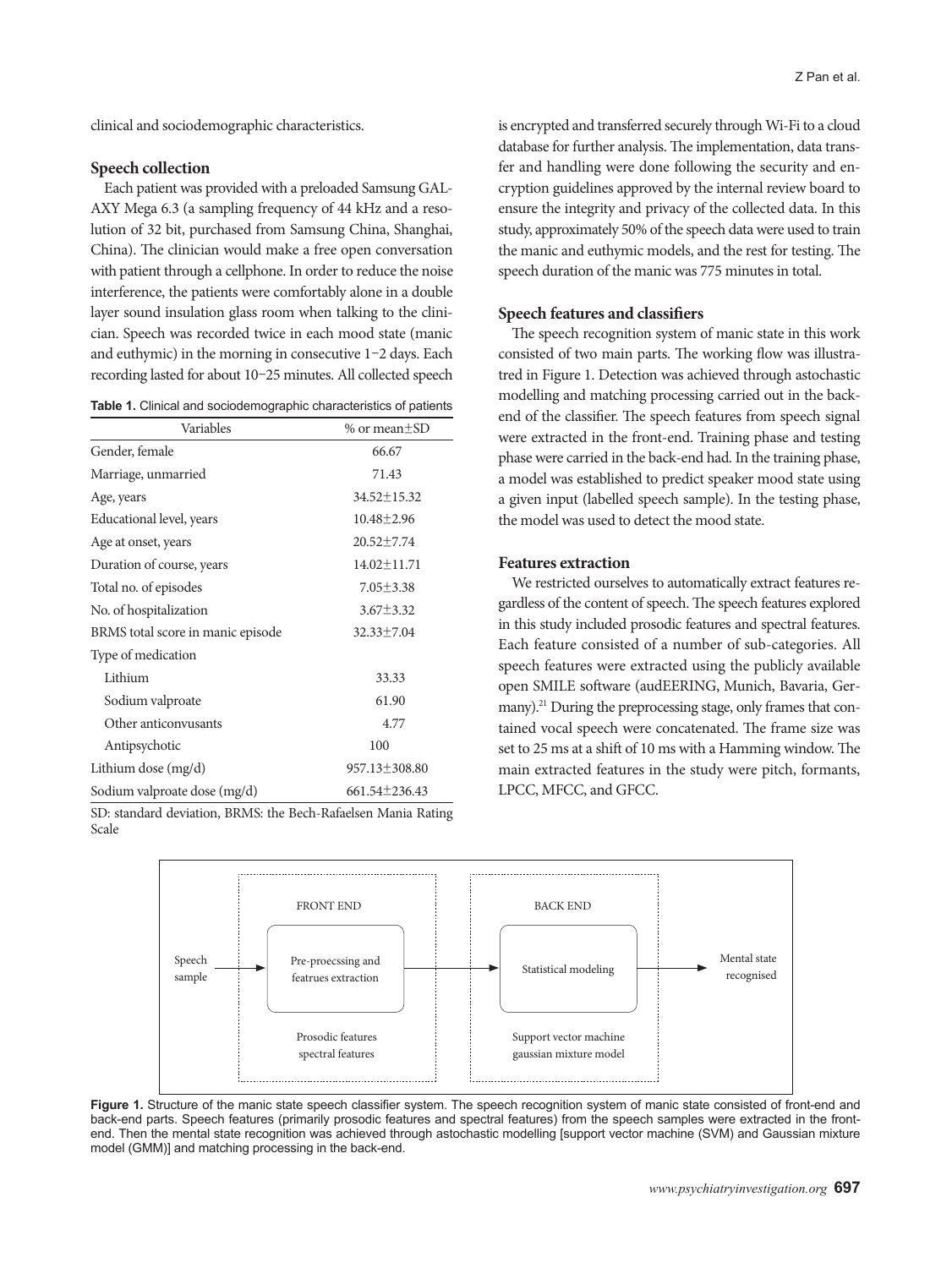clinical and sociodemographic characteristics.

### Speech collection

Each patient was provided with a preloaded Samsung GALAXY Mega 6.3 (a sampling frequency of 44 kHz and a resolution of 32 bit, purchased from Samsung China, Shanghai, China). The clinician would make a free open conversation with patient through a cellphone. In order to reduce the noise interference, the patients were comfortably alone in a double layer sound insulation glass room when talking to the clinician. Speech was recorded twice in each mood state (manic and euthymic) in the morning in consecutive 1–2 days. Each recording lasted for about 10–25 minutes. All collected speech is encrypted and transferred securely through Wi-Fi to a cloud database for further analysis. The implementation, data transfer and handling were done following the security and encryption guidelines approved by the internal review board to ensure the integrity and privacy of the collected data. In this study, approximately 50% of the speech data were used to train the manic and euthymic models, and the rest for testing. The speech duration of the manic was 775 minutes in total.

**Table 1.** Clinical and sociodemographic characteristics of patients

| Variables | % or mean±SD |
|---|---|
| Gender, female | 66.67 |
| Marriage, unmarried | 71.43 |
| Age, years | 34.52±15.32 |
| Educational level, years | 10.48±2.96 |
| Age at onset, years | 20.52±7.74 |
| Duration of course, years | 14.02±11.71 |
| Total no. of episodes | 7.05±3.38 |
| No. of hospitalization | 3.67±3.32 |
| BRMS total score in manic episode | 32.33±7.04 |
| Type of medication | |
| Lithium | 33.33 |
| Sodium valproate | 61.90 |
| Other anticonvusants | 4.77 |
| Antipsychotic | 100 |
| Lithium dose (mg/d) | 957.13±308.80 |
| Sodium valproate dose (mg/d) | 661.54±236.43 |

SD: standard deviation, BRMS: the Bech-Rafaelsen Mania Rating Scale

### Speech features and classifiers

The speech recognition system of manic state in this work consisted of two main parts. The working flow was illustrated in Figure 1. Detection was achieved through astochastic modelling and matching processing carried out in the back-end of the classifier. The speech features from speech signal were extracted in the front-end. Training phase and testing phase were carried in the back-end had. In the training phase, a model was established to predict speaker mood state using a given input (labelled speech sample). In the testing phase, the model was used to detect the mood state.

### Features extraction

We restricted ourselves to automatically extract features regardless of the content of speech. The speech features explored in this study included prosodic features and spectral features. Each feature consisted of a number of sub-categories. All speech features were extracted using the publicly available open SMILE software (audEERING, Munich, Bavaria, Germany).[21] During the preprocessing stage, only frames that contained vocal speech were concatenated. The frame size was set to 25 ms at a shift of 10 ms with a Hamming window. The main extracted features in the study were pitch, formants, LPCC, MFCC, and GFCC.

| | FRONT END | | BACK END | |
|---|---|---|---|---|
| Speech sample → | Pre-proecssing and featrues extraction | → | Statistical modeling | → Mental state recognised |
| | Prosodic features spectral features | | Support vector machine gaussian mixture model | |

**Figure 1.** Structure of the manic state speech classifier system. The speech recognition system of manic state consisted of front-end and back-end parts. Speech features (primarily prosodic features and spectral features) from the speech samples were extracted in the front-end. Then the mental state recognition was achieved through astochastic modelling [support vector machine (SVM) and Gaussian mixture model (GMM)] and matching processing in the back-end.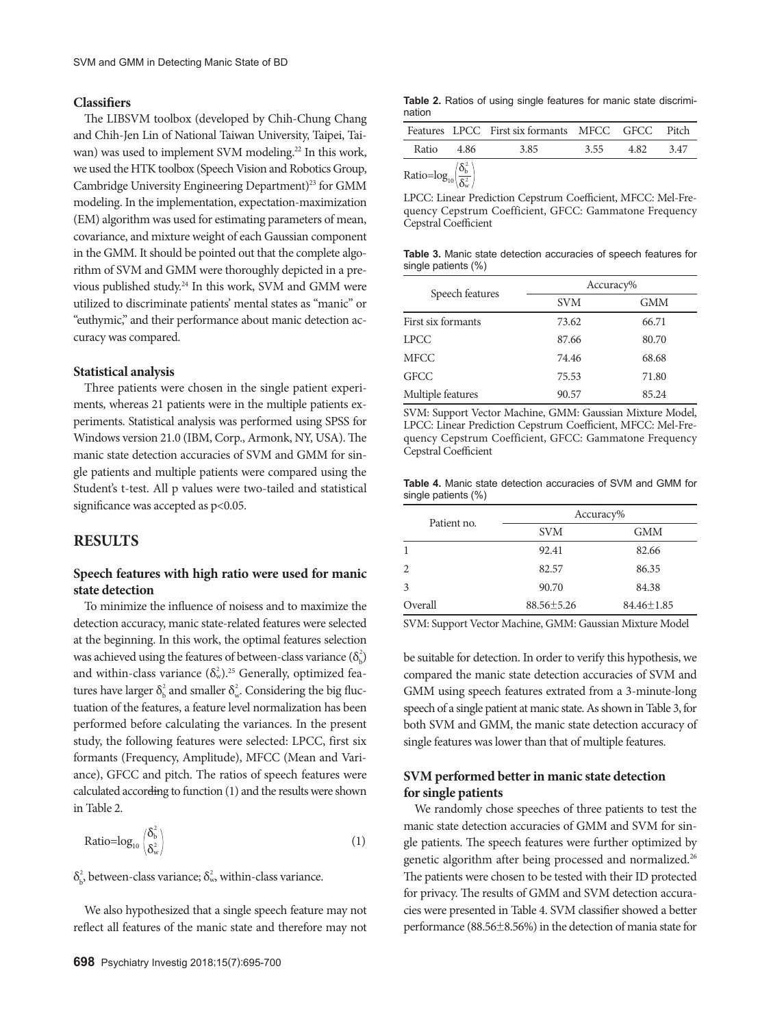### Classifiers

The LIBSVM toolbox (developed by Chih-Chung Chang and Chih-Jen Lin of National Taiwan University, Taipei, Taiwan) was used to implement SVM modeling.[22] In this work, we used the HTK toolbox (Speech Vision and Robotics Group, Cambridge University Engineering Department)[23] for GMM modeling. In the implementation, expectation-maximization (EM) algorithm was used for estimating parameters of mean, covariance, and mixture weight of each Gaussian component in the GMM. It should be pointed out that the complete algorithm of SVM and GMM were thoroughly depicted in a previous published study.[24] In this work, SVM and GMM were utilized to discriminate patients' mental states as "manic" or "euthymic," and their performance about manic detection accuracy was compared.

### Statistical analysis

Three patients were chosen in the single patient experiments, whereas 21 patients were in the multiple patients experiments. Statistical analysis was performed using SPSS for Windows version 21.0 (IBM, Corp., Armonk, NY, USA). The manic state detection accuracies of SVM and GMM for single patients and multiple patients were compared using the Student's t-test. All p values were two-tailed and statistical significance was accepted as $p<0.05$.

## RESULTS

### Speech features with high ratio were used for manic state detection

To minimize the influence of noisess and to maximize the detection accuracy, manic state-related features were selected at the beginning. In this work, the optimal features selection was achieved using the features of between-class variance ($\delta_b^2$) and within-class variance ($\delta_w^2$).[25] Generally, optimized features have larger $\delta_b^2$ and smaller $\delta_w^2$. Considering the big fluctuation of the features, a feature level normalization has been performed before calculating the variances. In the present study, the following features were selected: LPCC, first six formants (Frequency, Amplitude), MFCC (Mean and Variance), GFCC and pitch. The ratios of speech features were calculated according to function (1) and the results were shown in Table 2.

$$\text{Ratio}=\log_{10}\left(\frac{\delta_b^2}{\delta_w^2}\right) \tag{1}$$

$\delta_b^2$, between-class variance; $\delta_w^2$, within-class variance.

We also hypothesized that a single speech feature may not reflect all features of the manic state and therefore may not be suitable for detection. In order to verify this hypothesis, we compared the manic state detection accuracies of SVM and GMM using speech features extrated from a 3-minute-long speech of a single patient at manic state. As shown in Table 3, for both SVM and GMM, the manic state detection accuracy of single features was lower than that of multiple features.

**Table 2.** Ratios of using single features for manic state discrimination

| Features | LPCC | First six formants | MFCC | GFCC | Pitch |
|---|---|---|---|---|---|
| Ratio | 4.86 | 3.85 | 3.55 | 4.82 | 3.47 |

$\text{Ratio}=\log_{10}\left(\frac{\delta_b^2}{\delta_w^2}\right)$

LPCC: Linear Prediction Cepstrum Coefficient, MFCC: Mel-Frequency Cepstrum Coefficient, GFCC: Gammatone Frequency Cepstral Coefficient

**Table 3.** Manic state detection accuracies of speech features for single patients (%)

| Speech features | Accuracy% | |
|---|---|---|
| | SVM | GMM |
| First six formants | 73.62 | 66.71 |
| LPCC | 87.66 | 80.70 |
| MFCC | 74.46 | 68.68 |
| GFCC | 75.53 | 71.80 |
| Multiple features | 90.57 | 85.24 |

SVM: Support Vector Machine, GMM: Gaussian Mixture Model, LPCC: Linear Prediction Cepstrum Coefficient, MFCC: Mel-Frequency Cepstrum Coefficient, GFCC: Gammatone Frequency Cepstral Coefficient

**Table 4.** Manic state detection accuracies of SVM and GMM for single patients (%)

| Patient no. | Accuracy% | |
|---|---|---|
| | SVM | GMM |
| 1 | 92.41 | 82.66 |
| 2 | 82.57 | 86.35 |
| 3 | 90.70 | 84.38 |
| Overall | 88.56±5.26 | 84.46±1.85 |

SVM: Support Vector Machine, GMM: Gaussian Mixture Model

### SVM performed better in manic state detection for single patients

We randomly chose speeches of three patients to test the manic state detection accuracies of GMM and SVM for single patients. The speech features were further optimized by genetic algorithm after being processed and normalized.[26] The patients were chosen to be tested with their ID protected for privacy. The results of GMM and SVM detection accuracies were presented in Table 4. SVM classifier showed a better performance (88.56±8.56%) in the detection of mania state for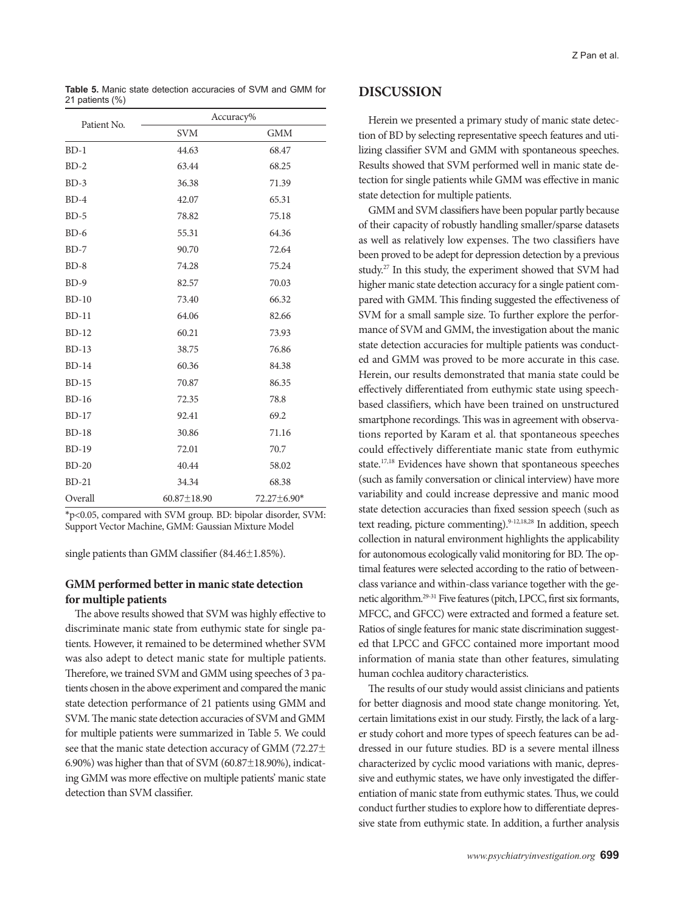**Table 5.** Manic state detection accuracies of SVM and GMM for 21 patients (%)

| Patient No. | Accuracy% | |
|---|---|---|
| | SVM | GMM |
| BD-1 | 44.63 | 68.47 |
| BD-2 | 63.44 | 68.25 |
| BD-3 | 36.38 | 71.39 |
| BD-4 | 42.07 | 65.31 |
| BD-5 | 78.82 | 75.18 |
| BD-6 | 55.31 | 64.36 |
| BD-7 | 90.70 | 72.64 |
| BD-8 | 74.28 | 75.24 |
| BD-9 | 82.57 | 70.03 |
| BD-10 | 73.40 | 66.32 |
| BD-11 | 64.06 | 82.66 |
| BD-12 | 60.21 | 73.93 |
| BD-13 | 38.75 | 76.86 |
| BD-14 | 60.36 | 84.38 |
| BD-15 | 70.87 | 86.35 |
| BD-16 | 72.35 | 78.8 |
| BD-17 | 92.41 | 69.2 |
| BD-18 | 30.86 | 71.16 |
| BD-19 | 72.01 | 70.7 |
| BD-20 | 40.44 | 58.02 |
| BD-21 | 34.34 | 68.38 |
| Overall | 60.87±18.90 | 72.27±6.90* |

*p<0.05, compared with SVM group. BD: bipolar disorder, SVM: Support Vector Machine, GMM: Gaussian Mixture Model

single patients than GMM classifier (84.46±1.85%).

### GMM performed better in manic state detection for multiple patients

The above results showed that SVM was highly effective to discriminate manic state from euthymic state for single patients. However, it remained to be determined whether SVM was also adept to detect manic state for multiple patients. Therefore, we trained SVM and GMM using speeches of 3 patients chosen in the above experiment and compared the manic state detection performance of 21 patients using GMM and SVM. The manic state detection accuracies of SVM and GMM for multiple patients were summarized in Table 5. We could see that the manic state detection accuracy of GMM (72.27±6.90%) was higher than that of SVM (60.87±18.90%), indicating GMM was more effective on multiple patients' manic state detection than SVM classifier.

## DISCUSSION

Herein we presented a primary study of manic state detection of BD by selecting representative speech features and utilizing classifier SVM and GMM with spontaneous speeches. Results showed that SVM performed well in manic state detection for single patients while GMM was effective in manic state detection for multiple patients.

GMM and SVM classifiers have been popular partly because of their capacity of robustly handling smaller/sparse datasets as well as relatively low expenses. The two classifiers have been proved to be adept for depression detection by a previous study.[27] In this study, the experiment showed that SVM had higher manic state detection accuracy for a single patient compared with GMM. This finding suggested the effectiveness of SVM for a small sample size. To further explore the performance of SVM and GMM, the investigation about the manic state detection accuracies for multiple patients was conducted and GMM was proved to be more accurate in this case. Herein, our results demonstrated that mania state could be effectively differentiated from euthymic state using speech-based classifiers, which have been trained on unstructured smartphone recordings. This was in agreement with observations reported by Karam et al. that spontaneous speeches could effectively differentiate manic state from euthymic state.[17,18] Evidences have shown that spontaneous speeches (such as family conversation or clinical interview) have more variability and could increase depressive and manic mood state detection accuracies than fixed session speech (such as text reading, picture commenting).[9-12,18,28] In addition, speech collection in natural environment highlights the applicability for autonomous ecologically valid monitoring for BD. The optimal features were selected according to the ratio of between-class variance and within-class variance together with the genetic algorithm.[29-31] Five features (pitch, LPCC, first six formants, MFCC, and GFCC) were extracted and formed a feature set. Ratios of single features for manic state discrimination suggested that LPCC and GFCC contained more important mood information of mania state than other features, simulating human cochlea auditory characteristics.

The results of our study would assist clinicians and patients for better diagnosis and mood state change monitoring. Yet, certain limitations exist in our study. Firstly, the lack of a larger study cohort and more types of speech features can be addressed in our future studies. BD is a severe mental illness characterized by cyclic mood variations with manic, depressive and euthymic states, we have only investigated the differentiation of manic state from euthymic states. Thus, we could conduct further studies to explore how to differentiate depressive state from euthymic state. In addition, a further analysis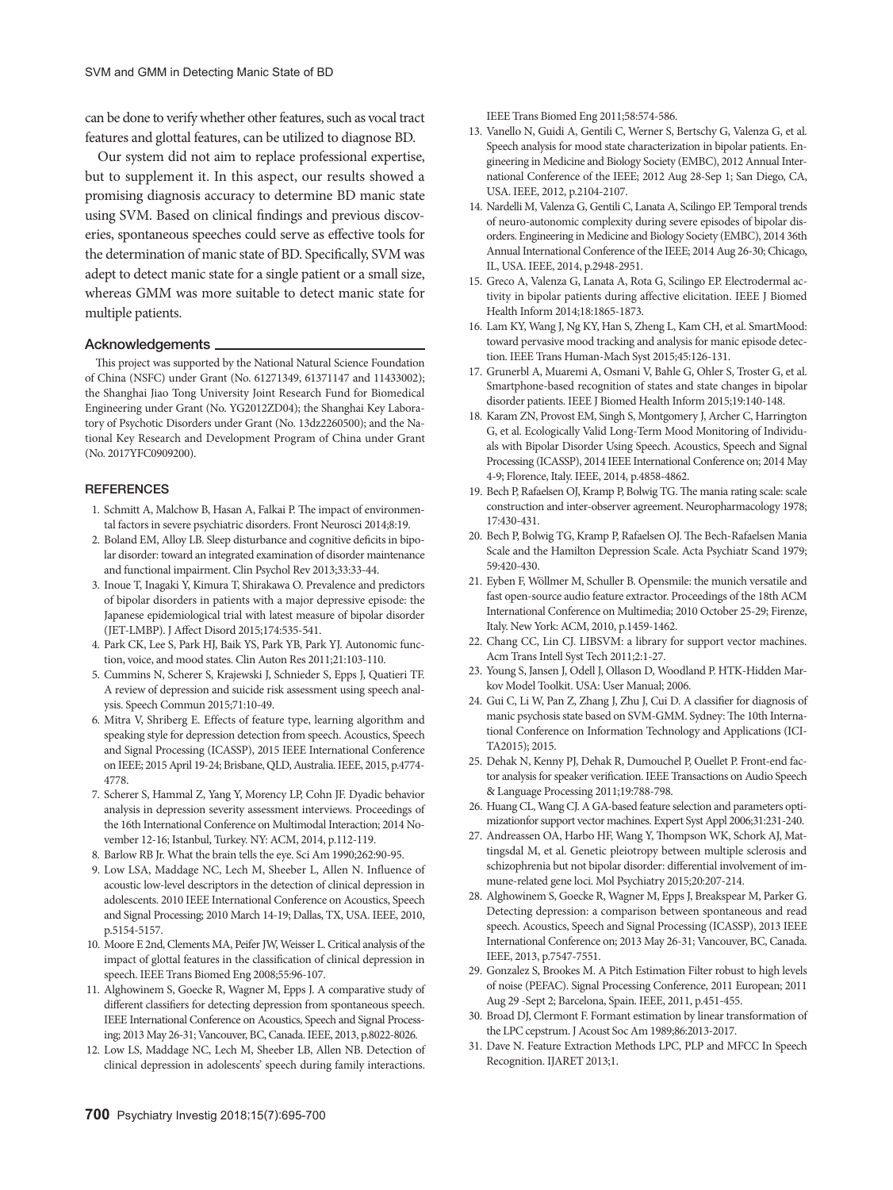can be done to verify whether other features, such as vocal tract features and glottal features, can be utilized to diagnose BD.

Our system did not aim to replace professional expertise, but to supplement it. In this aspect, our results showed a promising diagnosis accuracy to determine BD manic state using SVM. Based on clinical findings and previous discoveries, spontaneous speeches could serve as effective tools for the determination of manic state of BD. Specifically, SVM was adept to detect manic state for a single patient or a small size, whereas GMM was more suitable to detect manic state for multiple patients.

## Acknowledgements

This project was supported by the National Natural Science Foundation of China (NSFC) under Grant (No. 61271349, 61371147 and 11433002); the Shanghai Jiao Tong University Joint Research Fund for Biomedical Engineering under Grant (No. YG2012ZD04); the Shanghai Key Laboratory of Psychotic Disorders under Grant (No. 13dz2260500); and the National Key Research and Development Program of China under Grant (No. 2017YFC0909200).

## REFERENCES

1. Schmitt A, Malchow B, Hasan A, Falkai P. The impact of environmental factors in severe psychiatric disorders. Front Neurosci 2014;8:19.
2. Boland EM, Alloy LB. Sleep disturbance and cognitive deficits in bipolar disorder: toward an integrated examination of disorder maintenance and functional impairment. Clin Psychol Rev 2013;33:33-44.
3. Inoue T, Inagaki Y, Kimura T, Shirakawa O. Prevalence and predictors of bipolar disorders in patients with a major depressive episode: the Japanese epidemiological trial with latest measure of bipolar disorder (JET-LMBP). J Affect Disord 2015;174:535-541.
4. Park CK, Lee S, Park HJ, Baik YS, Park YB, Park YJ. Autonomic function, voice, and mood states. Clin Auton Res 2011;21:103-110.
5. Cummins N, Scherer S, Krajewski J, Schnieder S, Epps J, Quatieri TF. A review of depression and suicide risk assessment using speech analysis. Speech Commun 2015;71:10-49.
6. Mitra V, Shriberg E. Effects of feature type, learning algorithm and speaking style for depression detection from speech. Acoustics, Speech and Signal Processing (ICASSP), 2015 IEEE International Conference on IEEE; 2015 April 19-24; Brisbane, QLD, Australia. IEEE, 2015, p.4774-4778.
7. Scherer S, Hammal Z, Yang Y, Morency LP, Cohn JF. Dyadic behavior analysis in depression severity assessment interviews. Proceedings of the 16th International Conference on Multimodal Interaction; 2014 November 12-16; Istanbul, Turkey. NY: ACM, 2014, p.112-119.
8. Barlow RB Jr. What the brain tells the eye. Sci Am 1990;262:90-95.
9. Low LSA, Maddage NC, Lech M, Sheeber L, Allen N. Influence of acoustic low-level descriptors in the detection of clinical depression in adolescents. 2010 IEEE International Conference on Acoustics, Speech and Signal Processing; 2010 March 14-19; Dallas, TX, USA. IEEE, 2010, p.5154-5157.
10. Moore E 2nd, Clements MA, Peifer JW, Weisser L. Critical analysis of the impact of glottal features in the classification of clinical depression in speech. IEEE Trans Biomed Eng 2008;55:96-107.
11. Alghowinem S, Goecke R, Wagner M, Epps J. A comparative study of different classifiers for detecting depression from spontaneous speech. IEEE International Conference on Acoustics, Speech and Signal Processing; 2013 May 26-31; Vancouver, BC, Canada. IEEE, 2013, p.8022-8026.
12. Low LS, Maddage NC, Lech M, Sheeber LB, Allen NB. Detection of clinical depression in adolescents' speech during family interactions. IEEE Trans Biomed Eng 2011;58:574-586.
13. Vanello N, Guidi A, Gentili C, Werner S, Bertschy G, Valenza G, et al. Speech analysis for mood state characterization in bipolar patients. Engineering in Medicine and Biology Society (EMBC), 2012 Annual International Conference of the IEEE; 2012 Aug 28-Sep 1; San Diego, CA, USA. IEEE, 2012, p.2104-2107.
14. Nardelli M, Valenza G, Gentili C, Lanata A, Scilingo EP. Temporal trends of neuro-autonomic complexity during severe episodes of bipolar disorders. Engineering in Medicine and Biology Society (EMBC), 2014 36th Annual International Conference of the IEEE; 2014 Aug 26-30; Chicago, IL, USA. IEEE, 2014, p.2948-2951.
15. Greco A, Valenza G, Lanata A, Rota G, Scilingo EP. Electrodermal activity in bipolar patients during affective elicitation. IEEE J Biomed Health Inform 2014;18:1865-1873.
16. Lam KY, Wang J, Ng KY, Han S, Zheng L, Kam CH, et al. SmartMood: toward pervasive mood tracking and analysis for manic episode detection. IEEE Trans Human-Mach Syst 2015;45:126-131.
17. Grunerbl A, Muaremi A, Osmani V, Bahle G, Ohler S, Troster G, et al. Smartphone-based recognition of states and state changes in bipolar disorder patients. IEEE J Biomed Health Inform 2015;19:140-148.
18. Karam ZN, Provost EM, Singh S, Montgomery J, Archer C, Harrington G, et al. Ecologically Valid Long-Term Mood Monitoring of Individuals with Bipolar Disorder Using Speech. Acoustics, Speech and Signal Processing (ICASSP), 2014 IEEE International Conference on; 2014 May 4-9; Florence, Italy. IEEE, 2014, p.4858-4862.
19. Bech P, Rafaelsen OJ, Kramp P, Bolwig TG. The mania rating scale: scale construction and inter-observer agreement. Neuropharmacology 1978; 17:430-431.
20. Bech P, Bolwig TG, Kramp P, Rafaelsen OJ. The Bech-Rafaelsen Mania Scale and the Hamilton Depression Scale. Acta Psychiatr Scand 1979; 59:420-430.
21. Eyben F, Wöllmer M, Schuller B. Opensmile: the munich versatile and fast open-source audio feature extractor. Proceedings of the 18th ACM International Conference on Multimedia; 2010 October 25-29; Firenze, Italy. New York: ACM, 2010, p.1459-1462.
22. Chang CC, Lin CJ. LIBSVM: a library for support vector machines. Acm Trans Intell Syst Tech 2011;2:1-27.
23. Young S, Jansen J, Odell J, Ollason D, Woodland P. HTK-Hidden Markov Model Toolkit. USA: User Manual; 2006.
24. Gui C, Li W, Pan Z, Zhang J, Zhu J, Cui D. A classifier for diagnosis of manic psychosis state based on SVM-GMM. Sydney: The 10th International Conference on Information Technology and Applications (ICITA2015); 2015.
25. Dehak N, Kenny PJ, Dehak R, Dumouchel P, Ouellet P. Front-end factor analysis for speaker verification. IEEE Transactions on Audio Speech & Language Processing 2011;19:788-798.
26. Huang CL, Wang CJ. A GA-based feature selection and parameters optimizationfor support vector machines. Expert Syst Appl 2006;31:231-240.
27. Andreassen OA, Harbo HF, Wang Y, Thompson WK, Schork AJ, Mattingsdal M, et al. Genetic pleiotropy between multiple sclerosis and schizophrenia but not bipolar disorder: differential involvement of immune-related gene loci. Mol Psychiatry 2015;20:207-214.
28. Alghowinem S, Goecke R, Wagner M, Epps J, Breakspear M, Parker G. Detecting depression: a comparison between spontaneous and read speech. Acoustics, Speech and Signal Processing (ICASSP), 2013 IEEE International Conference on; 2013 May 26-31; Vancouver, BC, Canada. IEEE, 2013, p.7547-7551.
29. Gonzalez S, Brookes M. A Pitch Estimation Filter robust to high levels of noise (PEFAC). Signal Processing Conference, 2011 European; 2011 Aug 29 -Sept 2; Barcelona, Spain. IEEE, 2011, p.451-455.
30. Broad DJ, Clermont F. Formant estimation by linear transformation of the LPC cepstrum. J Acoust Soc Am 1989;86:2013-2017.
31. Dave N. Feature Extraction Methods LPC, PLP and MFCC In Speech Recognition. IJARET 2013;1.